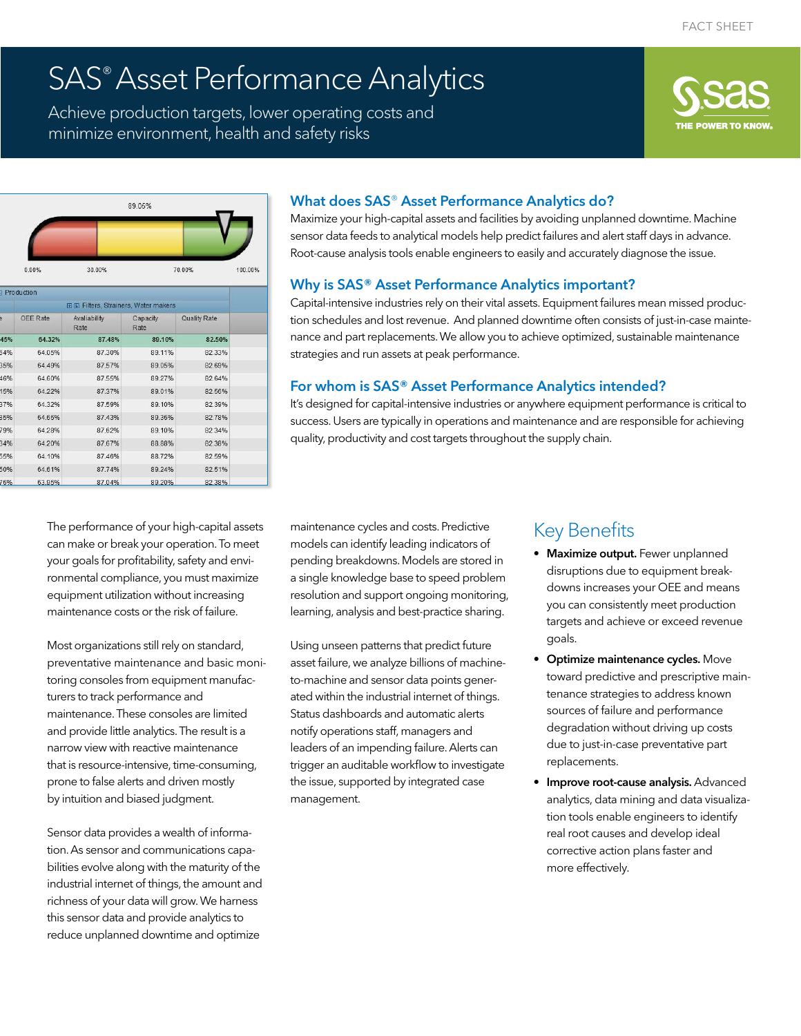FACT SHEET

# SAS® Asset Performance Analytics

Achieve production targets, lower operating costs and minimize environment, health and safety risks

## What does SAS® Asset Performance Analytics do?

Maximize your high-capital assets and facilities by avoiding unplanned downtime. Machine sensor data feeds to analytical models help predict failures and alert staff days in advance. Root-cause analysis tools enable engineers to easily and accurately diagnose the issue.

## Why is SAS® Asset Performance Analytics important?

Capital-intensive industries rely on their vital assets. Equipment failures mean missed production schedules and lost revenue. And planned downtime often consists of just-in-case maintenance and part replacements. We allow you to achieve optimized, sustainable maintenance strategies and run assets at peak performance.

## For whom is SAS® Asset Performance Analytics intended?

It's designed for capital-intensive industries or anywhere equipment performance is critical to success. Users are typically in operations and maintenance and are responsible for achieving quality, productivity and cost targets throughout the supply chain.

The performance of your high-capital assets can make or break your operation. To meet your goals for profitability, safety and environmental compliance, you must maximize equipment utilization without increasing maintenance costs or the risk of failure.

Most organizations still rely on standard, preventative maintenance and basic monitoring consoles from equipment manufacturers to track performance and maintenance. These consoles are limited and provide little analytics. The result is a narrow view with reactive maintenance that is resource-intensive, time-consuming, prone to false alerts and driven mostly by intuition and biased judgment.

Sensor data provides a wealth of information. As sensor and communications capabilities evolve along with the maturity of the industrial internet of things, the amount and richness of your data will grow. We harness this sensor data and provide analytics to reduce unplanned downtime and optimize maintenance cycles and costs. Predictive models can identify leading indicators of pending breakdowns. Models are stored in a single knowledge base to speed problem resolution and support ongoing monitoring, learning, analysis and best-practice sharing.

Using unseen patterns that predict future asset failure, we analyze billions of machine-to-machine and sensor data points generated within the industrial internet of things. Status dashboards and automatic alerts notify operations staff, managers and leaders of an impending failure. Alerts can trigger an auditable workflow to investigate the issue, supported by integrated case management.

## Key Benefits

- **Maximize output.** Fewer unplanned disruptions due to equipment breakdowns increases your OEE and means you can consistently meet production targets and achieve or exceed revenue goals.
- **Optimize maintenance cycles.** Move toward predictive and prescriptive maintenance strategies to address known sources of failure and performance degradation without driving up costs due to just-in-case preventative part replacements.
- **Improve root-cause analysis.** Advanced analytics, data mining and data visualization tools enable engineers to identify real root causes and develop ideal corrective action plans faster and more effectively.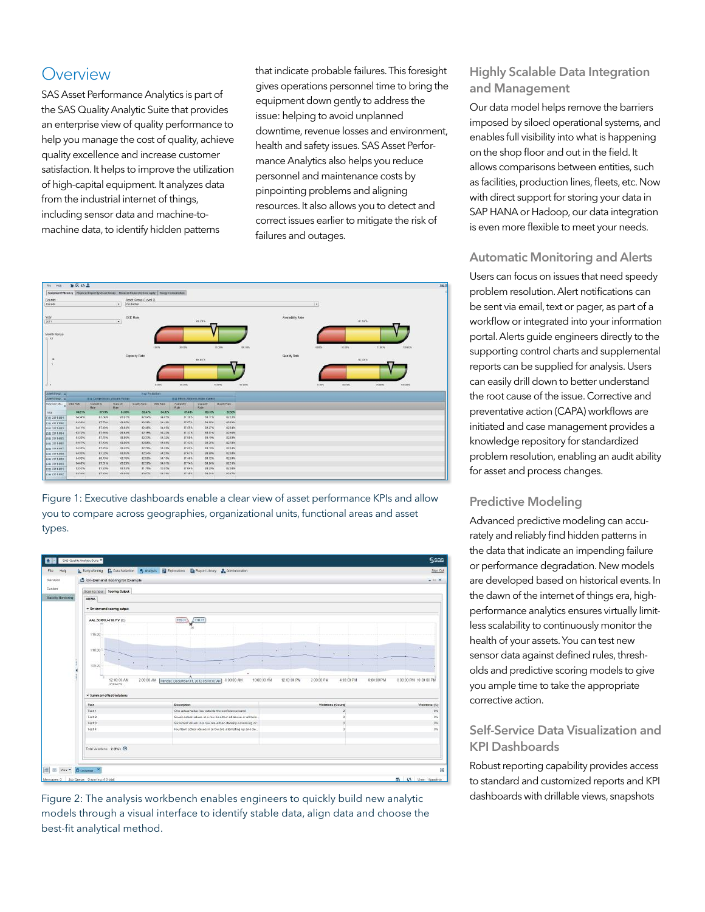## Overview

SAS Asset Performance Analytics is part of the SAS Quality Analytic Suite that provides an enterprise view of quality performance to help you manage the cost of quality, achieve quality excellence and increase customer satisfaction. It helps to improve the utilization of high-capital equipment. It analyzes data from the industrial internet of things, including sensor data and machine-to-machine data, to identify hidden patterns that indicate probable failures. This foresight gives operations personnel time to bring the equipment down gently to address the issue: helping to avoid unplanned downtime, revenue losses and environment, health and safety issues. SAS Asset Performance Analytics also helps you reduce personnel and maintenance costs by pinpointing problems and aligning resources. It also allows you to detect and correct issues earlier to mitigate the risk of failures and outages.

Figure 1: Executive dashboards enable a clear view of asset performance KPIs and allow you to compare across geographies, organizational units, functional areas and asset types.

Figure 2: The analysis workbench enables engineers to quickly build new analytic models through a visual interface to identify stable data, align data and choose the best-fit analytical method.

### Highly Scalable Data Integration and Management

Our data model helps remove the barriers imposed by siloed operational systems, and enables full visibility into what is happening on the shop floor and out in the field. It allows comparisons between entities, such as facilities, production lines, fleets, etc. Now with direct support for storing your data in SAP HANA or Hadoop, our data integration is even more flexible to meet your needs.

### Automatic Monitoring and Alerts

Users can focus on issues that need speedy problem resolution. Alert notifications can be sent via email, text or pager, as part of a workflow or integrated into your information portal. Alerts guide engineers directly to the supporting control charts and supplemental reports can be supplied for analysis. Users can easily drill down to better understand the root cause of the issue. Corrective and preventative action (CAPA) workflows are initiated and case management provides a knowledge repository for standardized problem resolution, enabling an audit ability for asset and process changes.

### Predictive Modeling

Advanced predictive modeling can accurately and reliably find hidden patterns in the data that indicate an impending failure or performance degradation. New models are developed based on historical events. In the dawn of the internet of things era, high-performance analytics ensures virtually limitless scalability to continuously monitor the health of your assets. You can test new sensor data against defined rules, thresholds and predictive scoring models to give you ample time to take the appropriate corrective action.

### Self-Service Data Visualization and KPI Dashboards

Robust reporting capability provides access to standard and customized reports and KPI dashboards with drillable views, snapshots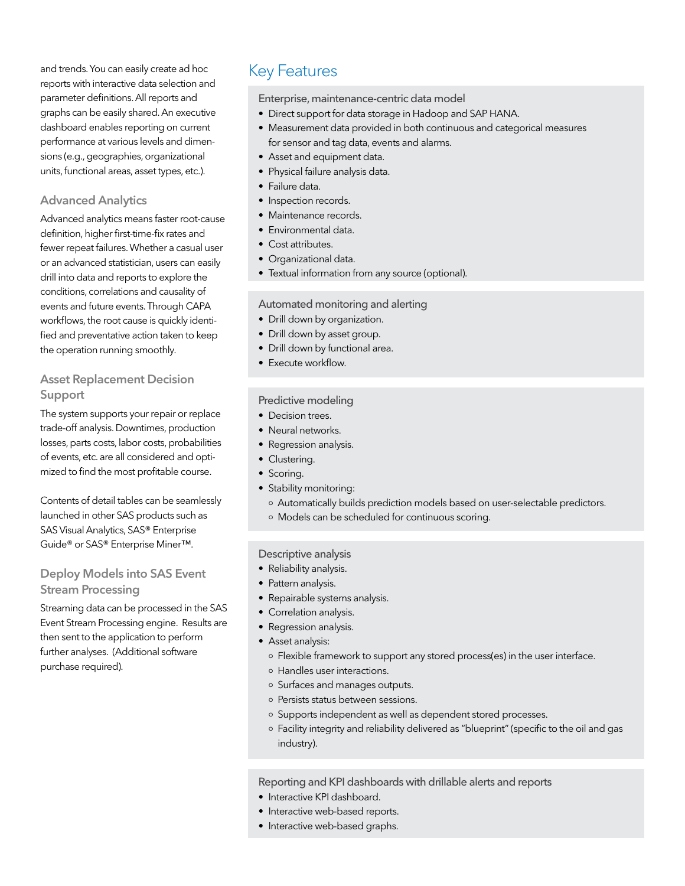and trends. You can easily create ad hoc reports with interactive data selection and parameter definitions. All reports and graphs can be easily shared. An executive dashboard enables reporting on current performance at various levels and dimensions (e.g., geographies, organizational units, functional areas, asset types, etc.).

### Advanced Analytics

Advanced analytics means faster root-cause definition, higher first-time-fix rates and fewer repeat failures. Whether a casual user or an advanced statistician, users can easily drill into data and reports to explore the conditions, correlations and causality of events and future events. Through CAPA workflows, the root cause is quickly identified and preventative action taken to keep the operation running smoothly.

### Asset Replacement Decision Support

The system supports your repair or replace trade-off analysis. Downtimes, production losses, parts costs, labor costs, probabilities of events, etc. are all considered and optimized to find the most profitable course.

Contents of detail tables can be seamlessly launched in other SAS products such as SAS Visual Analytics, SAS® Enterprise Guide® or SAS® Enterprise Miner™.

### Deploy Models into SAS Event Stream Processing

Streaming data can be processed in the SAS Event Stream Processing engine. Results are then sent to the application to perform further analyses. (Additional software purchase required).

## Key Features

### Enterprise, maintenance-centric data model

- Direct support for data storage in Hadoop and SAP HANA.
- Measurement data provided in both continuous and categorical measures for sensor and tag data, events and alarms.
- Asset and equipment data.
- Physical failure analysis data.
- Failure data.
- Inspection records.
- Maintenance records.
- Environmental data.
- Cost attributes.
- Organizational data.
- Textual information from any source (optional).

### Automated monitoring and alerting

- Drill down by organization.
- Drill down by asset group.
- Drill down by functional area.
- Execute workflow.

### Predictive modeling

- Decision trees.
- Neural networks.
- Regression analysis.
- Clustering.
- Scoring.
- Stability monitoring:
  - Automatically builds prediction models based on user-selectable predictors.
  - Models can be scheduled for continuous scoring.

### Descriptive analysis

- Reliability analysis.
- Pattern analysis.
- Repairable systems analysis.
- Correlation analysis.
- Regression analysis.
- Asset analysis:
  - Flexible framework to support any stored process(es) in the user interface.
  - Handles user interactions.
  - Surfaces and manages outputs.
  - Persists status between sessions.
  - Supports independent as well as dependent stored processes.
  - Facility integrity and reliability delivered as "blueprint" (specific to the oil and gas industry).

### Reporting and KPI dashboards with drillable alerts and reports

- Interactive KPI dashboard.
- Interactive web-based reports.
- Interactive web-based graphs.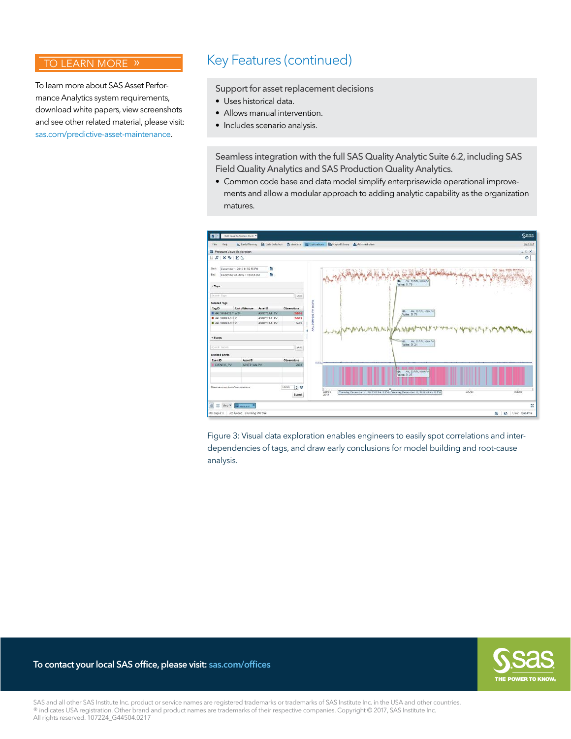TO LEARN MORE »

To learn more about SAS Asset Performance Analytics system requirements, download white papers, view screenshots and see other related material, please visit: sas.com/predictive-asset-maintenance.

## Key Features (continued)

**Support for asset replacement decisions**

- Uses historical data.
- Allows manual intervention.
- Includes scenario analysis.

**Seamless integration with the full SAS Quality Analytic Suite 6.2, including SAS Field Quality Analytics and SAS Production Quality Analytics.**

- Common code base and data model simplify enterprisewide operational improvements and allow a modular approach to adding analytic capability as the organization matures.

Figure 3: Visual data exploration enables engineers to easily spot correlations and interdependencies of tags, and draw early conclusions for model building and root-cause analysis.

**To contact your local SAS office, please visit: sas.com/offices**

SAS and all other SAS Institute Inc. product or service names are registered trademarks or trademarks of SAS Institute Inc. in the USA and other countries. ® indicates USA registration. Other brand and product names are trademarks of their respective companies. Copyright © 2017, SAS Institute Inc. All rights reserved. 107224_G44504.0217